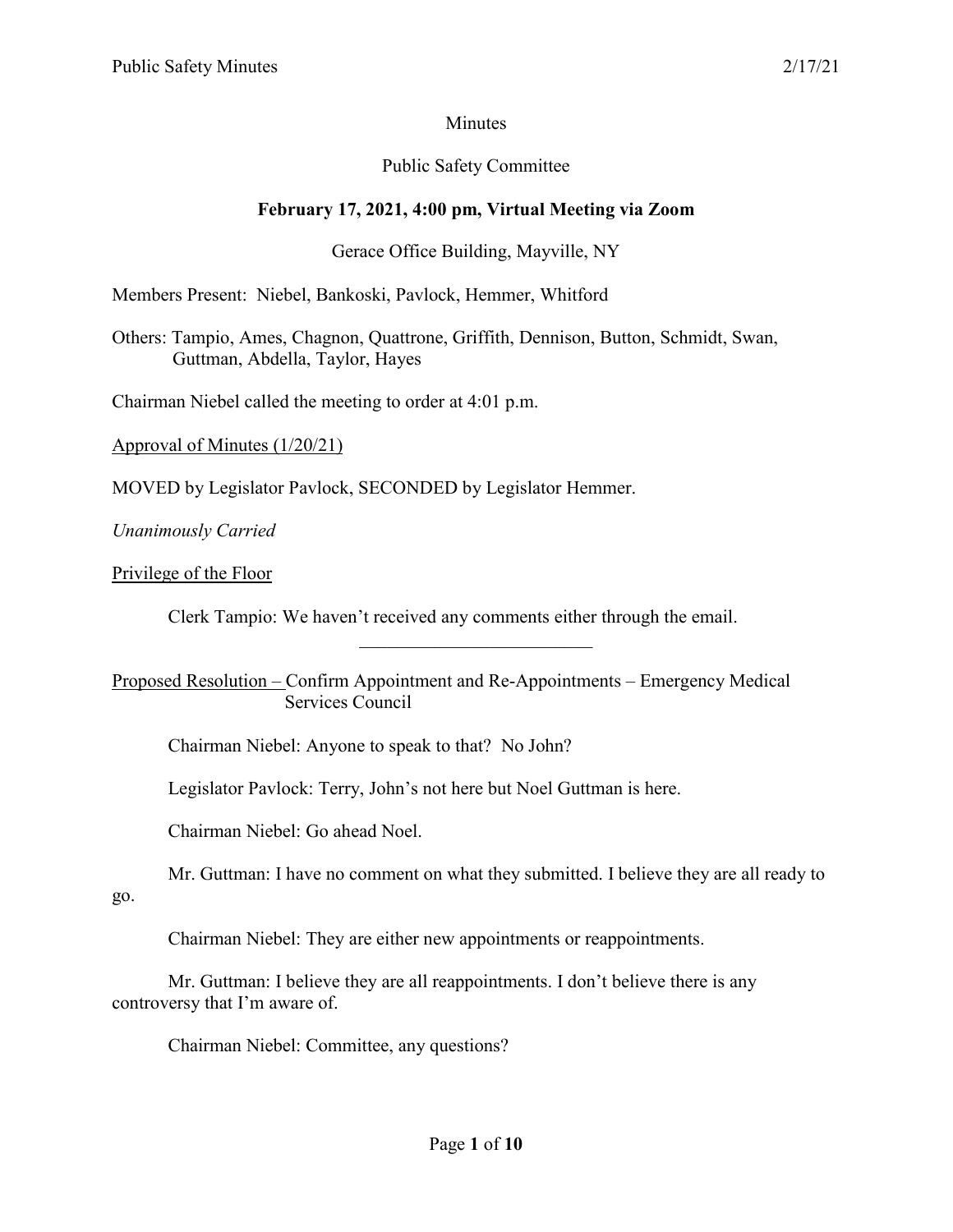Minutes

Public Safety Committee

**February 17, 2021, 4:00 pm, Virtual Meeting via Zoom**

Gerace Office Building, Mayville, NY

Members Present: Niebel, Bankoski, Pavlock, Hemmer, Whitford

Others: Tampio, Ames, Chagnon, Quattrone, Griffith, Dennison, Button, Schmidt, Swan, Guttman, Abdella, Taylor, Hayes

Chairman Niebel called the meeting to order at 4:01 p.m.

Approval of Minutes (1/20/21)

MOVED by Legislator Pavlock, SECONDED by Legislator Hemmer.

*Unanimously Carried*

Privilege of the Floor

Clerk Tampio: We haven't received any comments either through the email.

---

Proposed Resolution – Confirm Appointment and Re-Appointments – Emergency Medical Services Council

Chairman Niebel: Anyone to speak to that? No John?

Legislator Pavlock: Terry, John's not here but Noel Guttman is here.

Chairman Niebel: Go ahead Noel.

Mr. Guttman: I have no comment on what they submitted. I believe they are all ready to go.

Chairman Niebel: They are either new appointments or reappointments.

Mr. Guttman: I believe they are all reappointments. I don't believe there is any controversy that I'm aware of.

Chairman Niebel: Committee, any questions?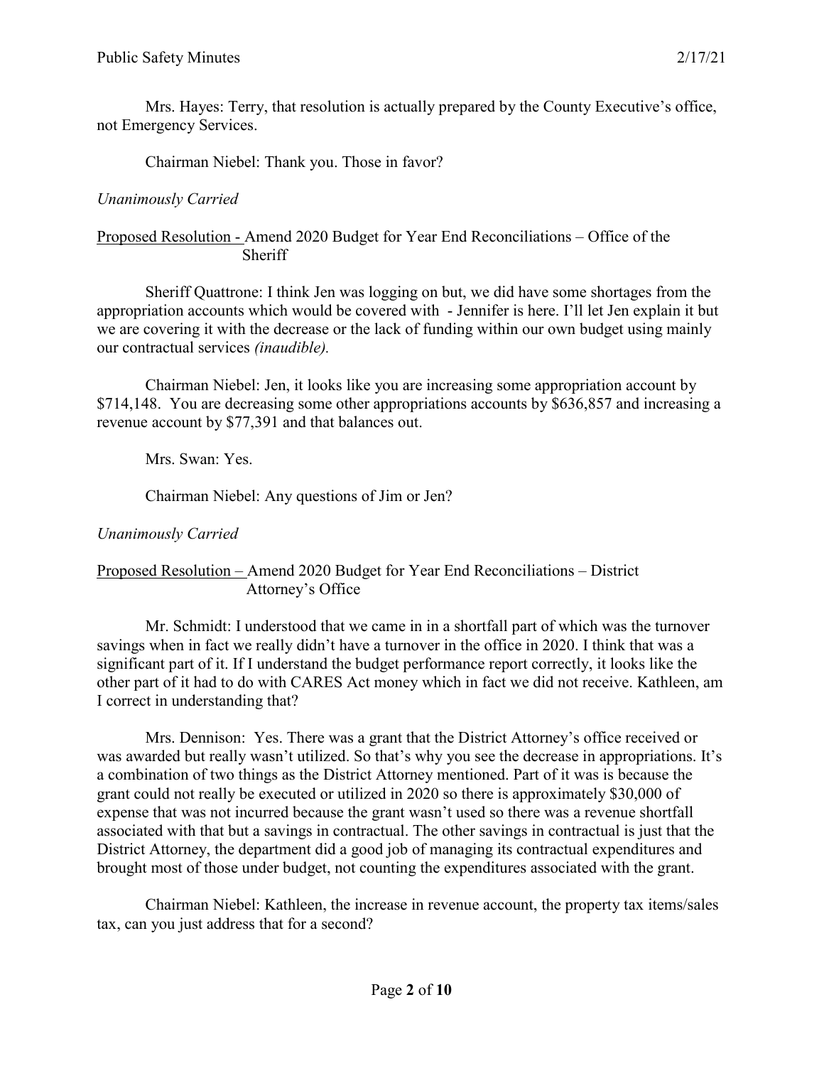Mrs. Hayes: Terry, that resolution is actually prepared by the County Executive's office, not Emergency Services.

Chairman Niebel: Thank you. Those in favor?

*Unanimously Carried*

Proposed Resolution - Amend 2020 Budget for Year End Reconciliations – Office of the Sheriff

Sheriff Quattrone: I think Jen was logging on but, we did have some shortages from the appropriation accounts which would be covered with - Jennifer is here. I'll let Jen explain it but we are covering it with the decrease or the lack of funding within our own budget using mainly our contractual services *(inaudible).*

Chairman Niebel: Jen, it looks like you are increasing some appropriation account by \$714,148. You are decreasing some other appropriations accounts by \$636,857 and increasing a revenue account by \$77,391 and that balances out.

Mrs. Swan: Yes.

Chairman Niebel: Any questions of Jim or Jen?

*Unanimously Carried*

Proposed Resolution – Amend 2020 Budget for Year End Reconciliations – District Attorney's Office

Mr. Schmidt: I understood that we came in in a shortfall part of which was the turnover savings when in fact we really didn't have a turnover in the office in 2020. I think that was a significant part of it. If I understand the budget performance report correctly, it looks like the other part of it had to do with CARES Act money which in fact we did not receive. Kathleen, am I correct in understanding that?

Mrs. Dennison: Yes. There was a grant that the District Attorney's office received or was awarded but really wasn't utilized. So that's why you see the decrease in appropriations. It's a combination of two things as the District Attorney mentioned. Part of it was is because the grant could not really be executed or utilized in 2020 so there is approximately \$30,000 of expense that was not incurred because the grant wasn't used so there was a revenue shortfall associated with that but a savings in contractual. The other savings in contractual is just that the District Attorney, the department did a good job of managing its contractual expenditures and brought most of those under budget, not counting the expenditures associated with the grant.

Chairman Niebel: Kathleen, the increase in revenue account, the property tax items/sales tax, can you just address that for a second?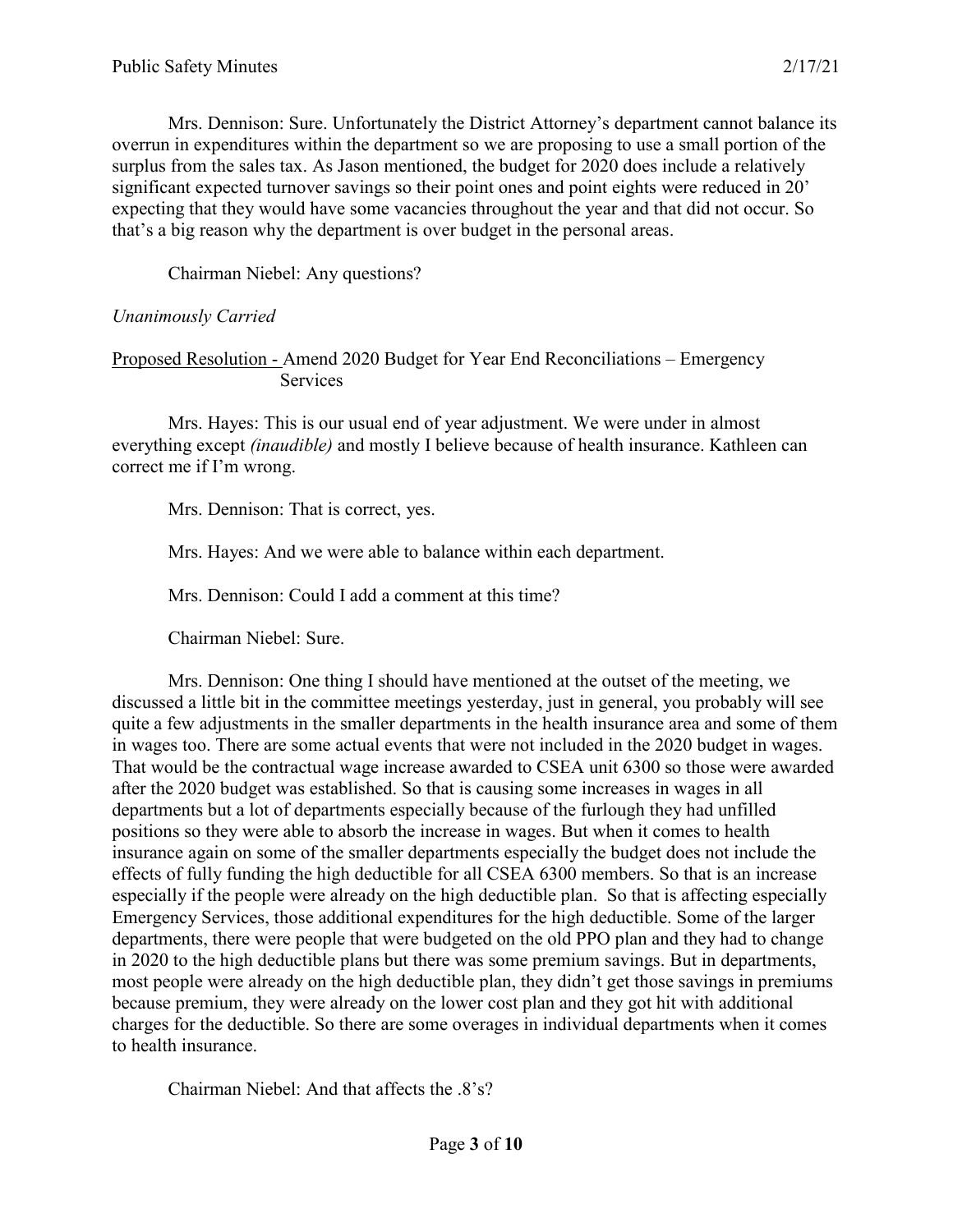Mrs. Dennison: Sure. Unfortunately the District Attorney's department cannot balance its overrun in expenditures within the department so we are proposing to use a small portion of the surplus from the sales tax. As Jason mentioned, the budget for 2020 does include a relatively significant expected turnover savings so their point ones and point eights were reduced in 20' expecting that they would have some vacancies throughout the year and that did not occur. So that's a big reason why the department is over budget in the personal areas.

Chairman Niebel: Any questions?

*Unanimously Carried*

Proposed Resolution - Amend 2020 Budget for Year End Reconciliations – Emergency Services

Mrs. Hayes: This is our usual end of year adjustment. We were under in almost everything except *(inaudible)* and mostly I believe because of health insurance. Kathleen can correct me if I'm wrong.

Mrs. Dennison: That is correct, yes.

Mrs. Hayes: And we were able to balance within each department.

Mrs. Dennison: Could I add a comment at this time?

Chairman Niebel: Sure.

Mrs. Dennison: One thing I should have mentioned at the outset of the meeting, we discussed a little bit in the committee meetings yesterday, just in general, you probably will see quite a few adjustments in the smaller departments in the health insurance area and some of them in wages too. There are some actual events that were not included in the 2020 budget in wages. That would be the contractual wage increase awarded to CSEA unit 6300 so those were awarded after the 2020 budget was established. So that is causing some increases in wages in all departments but a lot of departments especially because of the furlough they had unfilled positions so they were able to absorb the increase in wages. But when it comes to health insurance again on some of the smaller departments especially the budget does not include the effects of fully funding the high deductible for all CSEA 6300 members. So that is an increase especially if the people were already on the high deductible plan. So that is affecting especially Emergency Services, those additional expenditures for the high deductible. Some of the larger departments, there were people that were budgeted on the old PPO plan and they had to change in 2020 to the high deductible plans but there was some premium savings. But in departments, most people were already on the high deductible plan, they didn't get those savings in premiums because premium, they were already on the lower cost plan and they got hit with additional charges for the deductible. So there are some overages in individual departments when it comes to health insurance.

Chairman Niebel: And that affects the .8's?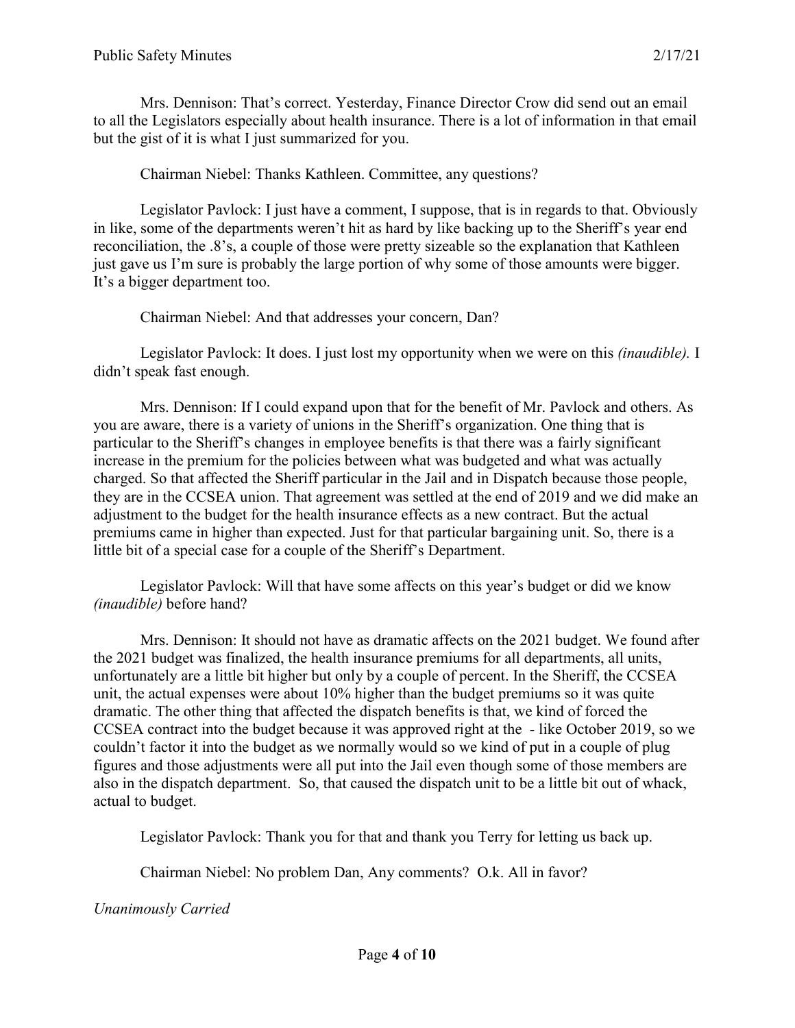Mrs. Dennison: That's correct. Yesterday, Finance Director Crow did send out an email to all the Legislators especially about health insurance. There is a lot of information in that email but the gist of it is what I just summarized for you.

Chairman Niebel: Thanks Kathleen. Committee, any questions?

Legislator Pavlock: I just have a comment, I suppose, that is in regards to that. Obviously in like, some of the departments weren't hit as hard by like backing up to the Sheriff's year end reconciliation, the .8's, a couple of those were pretty sizeable so the explanation that Kathleen just gave us I'm sure is probably the large portion of why some of those amounts were bigger. It's a bigger department too.

Chairman Niebel: And that addresses your concern, Dan?

Legislator Pavlock: It does. I just lost my opportunity when we were on this *(inaudible).* I didn't speak fast enough.

Mrs. Dennison: If I could expand upon that for the benefit of Mr. Pavlock and others. As you are aware, there is a variety of unions in the Sheriff's organization. One thing that is particular to the Sheriff's changes in employee benefits is that there was a fairly significant increase in the premium for the policies between what was budgeted and what was actually charged. So that affected the Sheriff particular in the Jail and in Dispatch because those people, they are in the CCSEA union. That agreement was settled at the end of 2019 and we did make an adjustment to the budget for the health insurance effects as a new contract. But the actual premiums came in higher than expected. Just for that particular bargaining unit. So, there is a little bit of a special case for a couple of the Sheriff's Department.

Legislator Pavlock: Will that have some affects on this year's budget or did we know *(inaudible)* before hand?

Mrs. Dennison: It should not have as dramatic affects on the 2021 budget. We found after the 2021 budget was finalized, the health insurance premiums for all departments, all units, unfortunately are a little bit higher but only by a couple of percent. In the Sheriff, the CCSEA unit, the actual expenses were about 10% higher than the budget premiums so it was quite dramatic. The other thing that affected the dispatch benefits is that, we kind of forced the CCSEA contract into the budget because it was approved right at the - like October 2019, so we couldn't factor it into the budget as we normally would so we kind of put in a couple of plug figures and those adjustments were all put into the Jail even though some of those members are also in the dispatch department. So, that caused the dispatch unit to be a little bit out of whack, actual to budget.

Legislator Pavlock: Thank you for that and thank you Terry for letting us back up.

Chairman Niebel: No problem Dan, Any comments? O.k. All in favor?

*Unanimously Carried*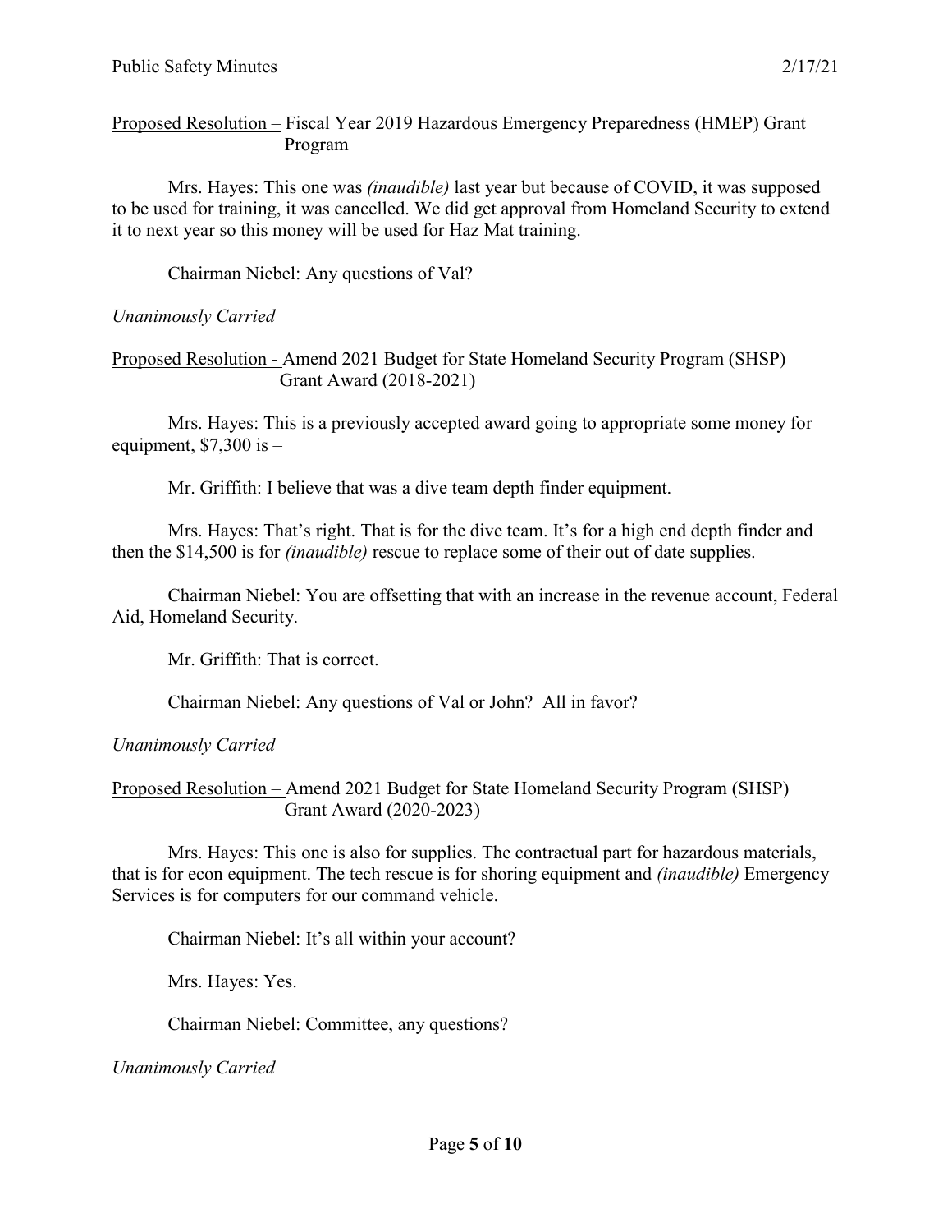<u>Proposed Resolution –</u> Fiscal Year 2019 Hazardous Emergency Preparedness (HMEP) Grant Program

Mrs. Hayes: This one was *(inaudible)* last year but because of COVID, it was supposed to be used for training, it was cancelled. We did get approval from Homeland Security to extend it to next year so this money will be used for Haz Mat training.

Chairman Niebel: Any questions of Val?

*Unanimously Carried*

<u>Proposed Resolution -</u> Amend 2021 Budget for State Homeland Security Program (SHSP) Grant Award (2018-2021)

Mrs. Hayes: This is a previously accepted award going to appropriate some money for equipment, $7,300 is –

Mr. Griffith: I believe that was a dive team depth finder equipment.

Mrs. Hayes: That's right. That is for the dive team. It's for a high end depth finder and then the $14,500 is for *(inaudible)* rescue to replace some of their out of date supplies.

Chairman Niebel: You are offsetting that with an increase in the revenue account, Federal Aid, Homeland Security.

Mr. Griffith: That is correct.

Chairman Niebel: Any questions of Val or John? All in favor?

*Unanimously Carried*

<u>Proposed Resolution –</u> Amend 2021 Budget for State Homeland Security Program (SHSP) Grant Award (2020-2023)

Mrs. Hayes: This one is also for supplies. The contractual part for hazardous materials, that is for econ equipment. The tech rescue is for shoring equipment and *(inaudible)* Emergency Services is for computers for our command vehicle.

Chairman Niebel: It's all within your account?

Mrs. Hayes: Yes.

Chairman Niebel: Committee, any questions?

*Unanimously Carried*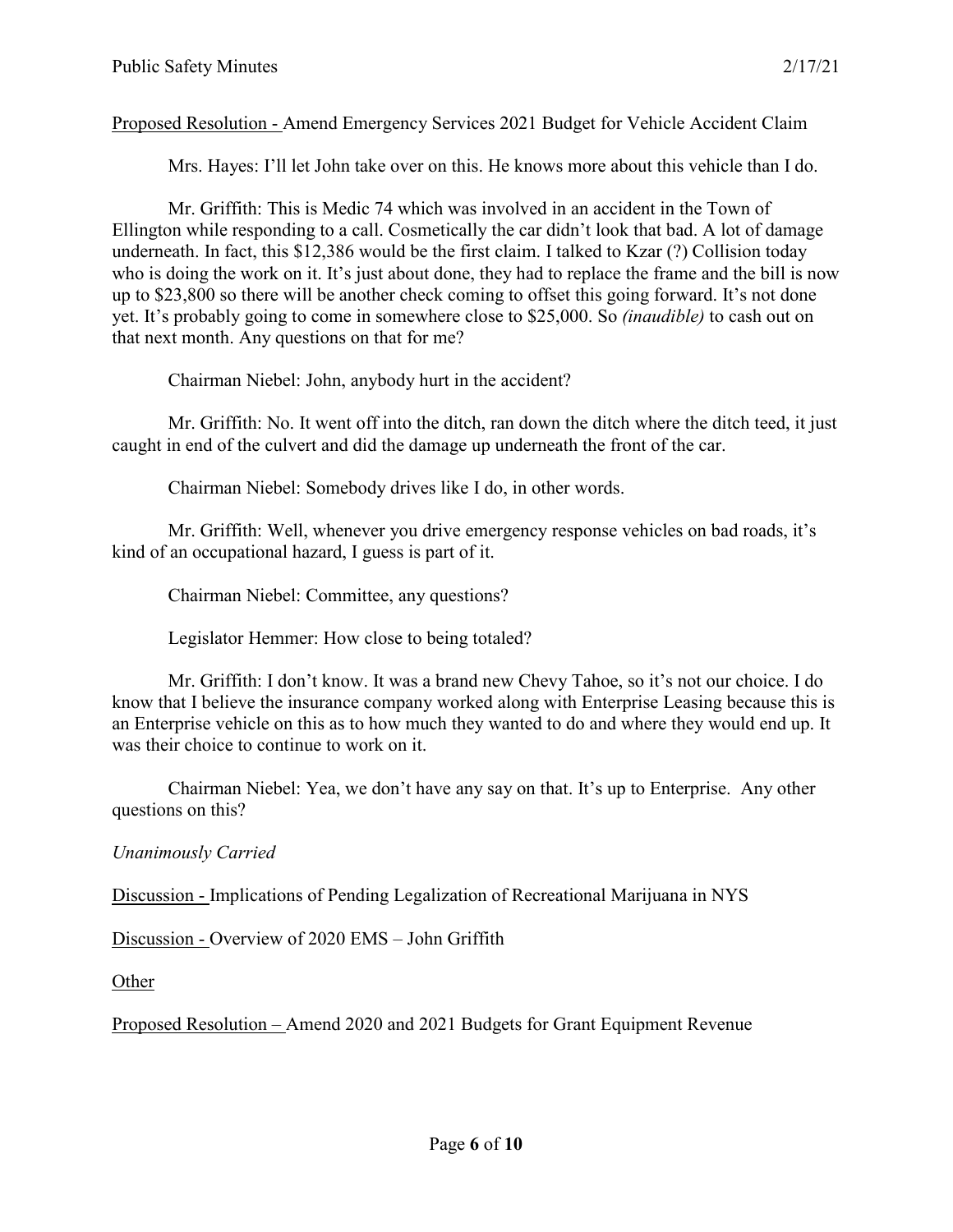Proposed Resolution - Amend Emergency Services 2021 Budget for Vehicle Accident Claim

Mrs. Hayes: I'll let John take over on this. He knows more about this vehicle than I do.

Mr. Griffith: This is Medic 74 which was involved in an accident in the Town of Ellington while responding to a call. Cosmetically the car didn't look that bad. A lot of damage underneath. In fact, this $12,386 would be the first claim. I talked to Kzar (?) Collision today who is doing the work on it. It's just about done, they had to replace the frame and the bill is now up to $23,800 so there will be another check coming to offset this going forward. It's not done yet. It's probably going to come in somewhere close to $25,000. So *(inaudible)* to cash out on that next month. Any questions on that for me?

Chairman Niebel: John, anybody hurt in the accident?

Mr. Griffith: No. It went off into the ditch, ran down the ditch where the ditch teed, it just caught in end of the culvert and did the damage up underneath the front of the car.

Chairman Niebel: Somebody drives like I do, in other words.

Mr. Griffith: Well, whenever you drive emergency response vehicles on bad roads, it's kind of an occupational hazard, I guess is part of it.

Chairman Niebel: Committee, any questions?

Legislator Hemmer: How close to being totaled?

Mr. Griffith: I don't know. It was a brand new Chevy Tahoe, so it's not our choice. I do know that I believe the insurance company worked along with Enterprise Leasing because this is an Enterprise vehicle on this as to how much they wanted to do and where they would end up. It was their choice to continue to work on it.

Chairman Niebel: Yea, we don't have any say on that. It's up to Enterprise. Any other questions on this?

*Unanimously Carried*

Discussion - Implications of Pending Legalization of Recreational Marijuana in NYS

Discussion - Overview of 2020 EMS – John Griffith

Other

Proposed Resolution – Amend 2020 and 2021 Budgets for Grant Equipment Revenue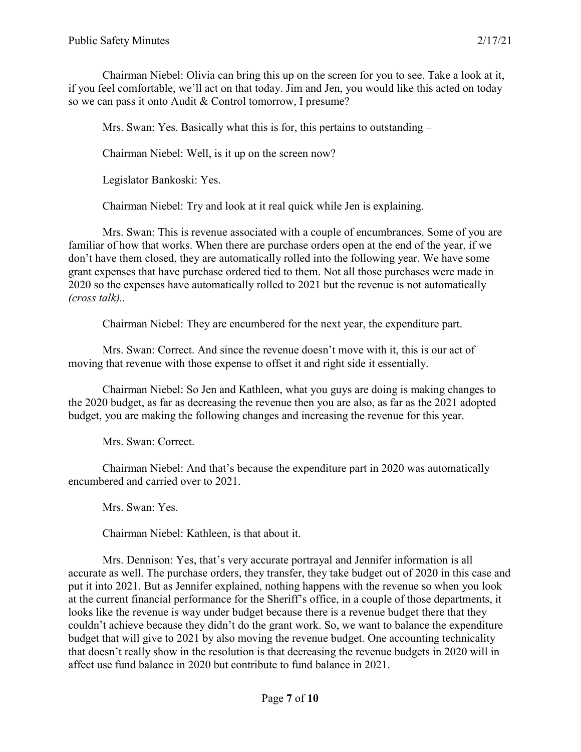Chairman Niebel: Olivia can bring this up on the screen for you to see. Take a look at it, if you feel comfortable, we'll act on that today. Jim and Jen, you would like this acted on today so we can pass it onto Audit & Control tomorrow, I presume?

Mrs. Swan: Yes. Basically what this is for, this pertains to outstanding –

Chairman Niebel: Well, is it up on the screen now?

Legislator Bankoski: Yes.

Chairman Niebel: Try and look at it real quick while Jen is explaining.

Mrs. Swan: This is revenue associated with a couple of encumbrances. Some of you are familiar of how that works. When there are purchase orders open at the end of the year, if we don't have them closed, they are automatically rolled into the following year. We have some grant expenses that have purchase ordered tied to them. Not all those purchases were made in 2020 so the expenses have automatically rolled to 2021 but the revenue is not automatically *(cross talk)*..

Chairman Niebel: They are encumbered for the next year, the expenditure part.

Mrs. Swan: Correct. And since the revenue doesn't move with it, this is our act of moving that revenue with those expense to offset it and right side it essentially.

Chairman Niebel: So Jen and Kathleen, what you guys are doing is making changes to the 2020 budget, as far as decreasing the revenue then you are also, as far as the 2021 adopted budget, you are making the following changes and increasing the revenue for this year.

Mrs. Swan: Correct.

Chairman Niebel: And that's because the expenditure part in 2020 was automatically encumbered and carried over to 2021.

Mrs. Swan: Yes.

Chairman Niebel: Kathleen, is that about it.

Mrs. Dennison: Yes, that's very accurate portrayal and Jennifer information is all accurate as well. The purchase orders, they transfer, they take budget out of 2020 in this case and put it into 2021. But as Jennifer explained, nothing happens with the revenue so when you look at the current financial performance for the Sheriff's office, in a couple of those departments, it looks like the revenue is way under budget because there is a revenue budget there that they couldn't achieve because they didn't do the grant work. So, we want to balance the expenditure budget that will give to 2021 by also moving the revenue budget. One accounting technicality that doesn't really show in the resolution is that decreasing the revenue budgets in 2020 will in affect use fund balance in 2020 but contribute to fund balance in 2021.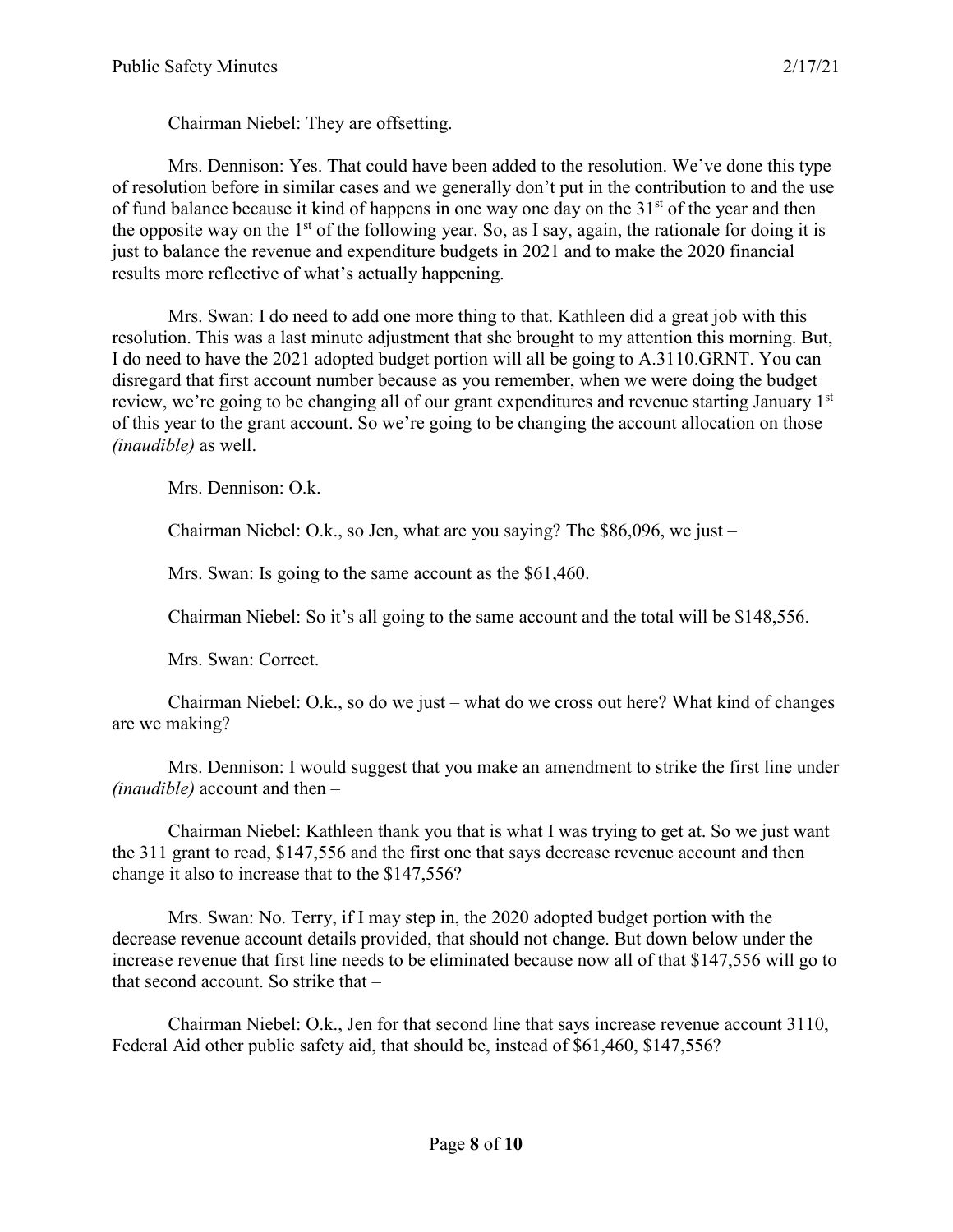Chairman Niebel: They are offsetting.

Mrs. Dennison: Yes. That could have been added to the resolution. We've done this type of resolution before in similar cases and we generally don't put in the contribution to and the use of fund balance because it kind of happens in one way one day on the 31st of the year and then the opposite way on the 1st of the following year. So, as I say, again, the rationale for doing it is just to balance the revenue and expenditure budgets in 2021 and to make the 2020 financial results more reflective of what's actually happening.

Mrs. Swan: I do need to add one more thing to that. Kathleen did a great job with this resolution. This was a last minute adjustment that she brought to my attention this morning. But, I do need to have the 2021 adopted budget portion will all be going to A.3110.GRNT. You can disregard that first account number because as you remember, when we were doing the budget review, we're going to be changing all of our grant expenditures and revenue starting January 1st of this year to the grant account. So we're going to be changing the account allocation on those *(inaudible)* as well.

Mrs. Dennison: O.k.

Chairman Niebel: O.k., so Jen, what are you saying? The $86,096, we just –

Mrs. Swan: Is going to the same account as the $61,460.

Chairman Niebel: So it's all going to the same account and the total will be $148,556.

Mrs. Swan: Correct.

Chairman Niebel: O.k., so do we just – what do we cross out here? What kind of changes are we making?

Mrs. Dennison: I would suggest that you make an amendment to strike the first line under *(inaudible)* account and then –

Chairman Niebel: Kathleen thank you that is what I was trying to get at. So we just want the 311 grant to read, $147,556 and the first one that says decrease revenue account and then change it also to increase that to the $147,556?

Mrs. Swan: No. Terry, if I may step in, the 2020 adopted budget portion with the decrease revenue account details provided, that should not change. But down below under the increase revenue that first line needs to be eliminated because now all of that $147,556 will go to that second account. So strike that –

Chairman Niebel: O.k., Jen for that second line that says increase revenue account 3110, Federal Aid other public safety aid, that should be, instead of $61,460, $147,556?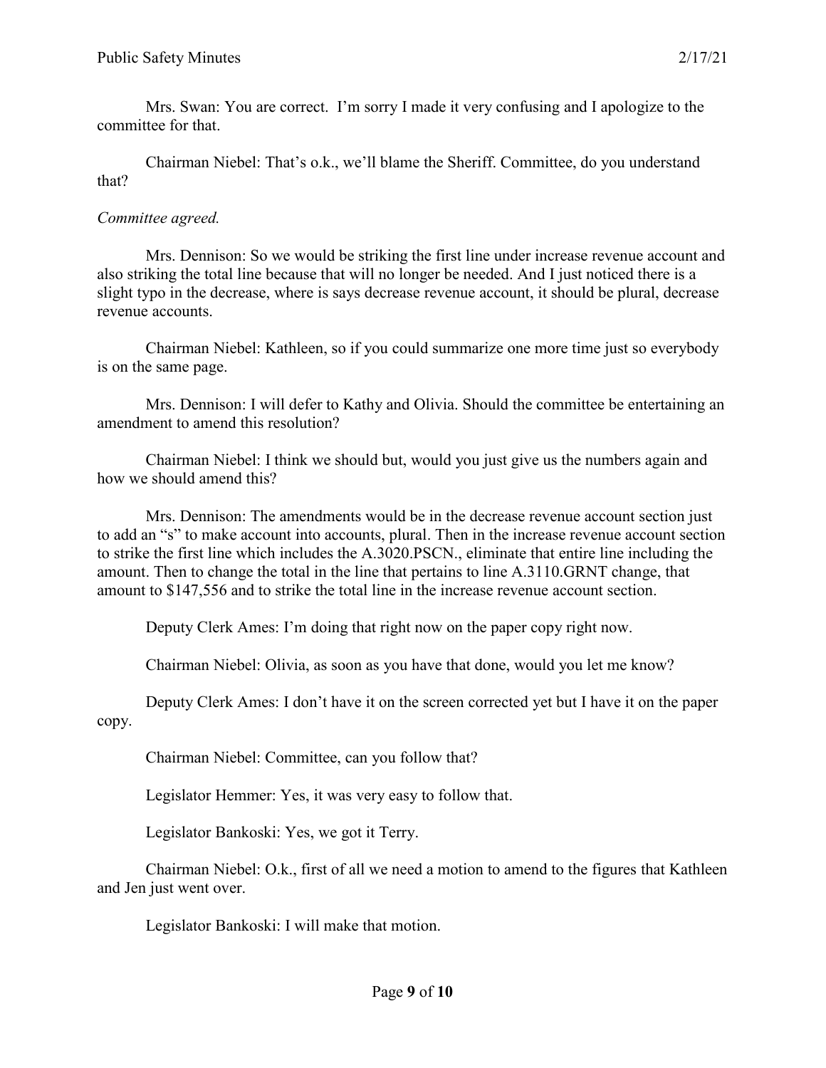Mrs. Swan: You are correct. I'm sorry I made it very confusing and I apologize to the committee for that.

Chairman Niebel: That's o.k., we'll blame the Sheriff. Committee, do you understand that?

*Committee agreed.*

Mrs. Dennison: So we would be striking the first line under increase revenue account and also striking the total line because that will no longer be needed. And I just noticed there is a slight typo in the decrease, where is says decrease revenue account, it should be plural, decrease revenue accounts.

Chairman Niebel: Kathleen, so if you could summarize one more time just so everybody is on the same page.

Mrs. Dennison: I will defer to Kathy and Olivia. Should the committee be entertaining an amendment to amend this resolution?

Chairman Niebel: I think we should but, would you just give us the numbers again and how we should amend this?

Mrs. Dennison: The amendments would be in the decrease revenue account section just to add an "s" to make account into accounts, plural. Then in the increase revenue account section to strike the first line which includes the A.3020.PSCN., eliminate that entire line including the amount. Then to change the total in the line that pertains to line A.3110.GRNT change, that amount to $147,556 and to strike the total line in the increase revenue account section.

Deputy Clerk Ames: I'm doing that right now on the paper copy right now.

Chairman Niebel: Olivia, as soon as you have that done, would you let me know?

Deputy Clerk Ames: I don't have it on the screen corrected yet but I have it on the paper copy.

Chairman Niebel: Committee, can you follow that?

Legislator Hemmer: Yes, it was very easy to follow that.

Legislator Bankoski: Yes, we got it Terry.

Chairman Niebel: O.k., first of all we need a motion to amend to the figures that Kathleen and Jen just went over.

Legislator Bankoski: I will make that motion.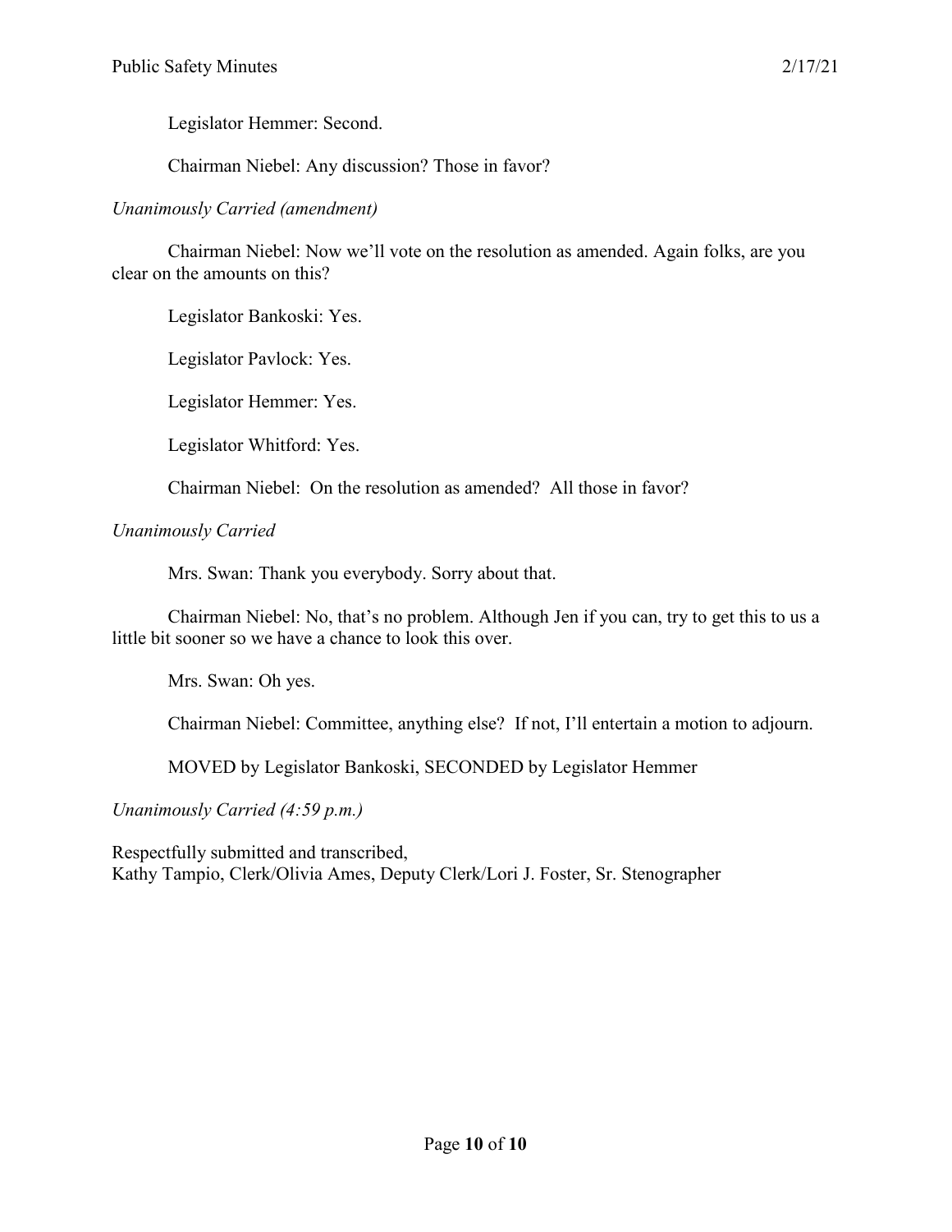Legislator Hemmer: Second.

Chairman Niebel: Any discussion? Those in favor?

*Unanimously Carried (amendment)*

Chairman Niebel: Now we'll vote on the resolution as amended. Again folks, are you clear on the amounts on this?

Legislator Bankoski: Yes.

Legislator Pavlock: Yes.

Legislator Hemmer: Yes.

Legislator Whitford: Yes.

Chairman Niebel: On the resolution as amended? All those in favor?

*Unanimously Carried*

Mrs. Swan: Thank you everybody. Sorry about that.

Chairman Niebel: No, that's no problem. Although Jen if you can, try to get this to us a little bit sooner so we have a chance to look this over.

Mrs. Swan: Oh yes.

Chairman Niebel: Committee, anything else? If not, I'll entertain a motion to adjourn.

MOVED by Legislator Bankoski, SECONDED by Legislator Hemmer

*Unanimously Carried (4:59 p.m.)*

Respectfully submitted and transcribed,
Kathy Tampio, Clerk/Olivia Ames, Deputy Clerk/Lori J. Foster, Sr. Stenographer